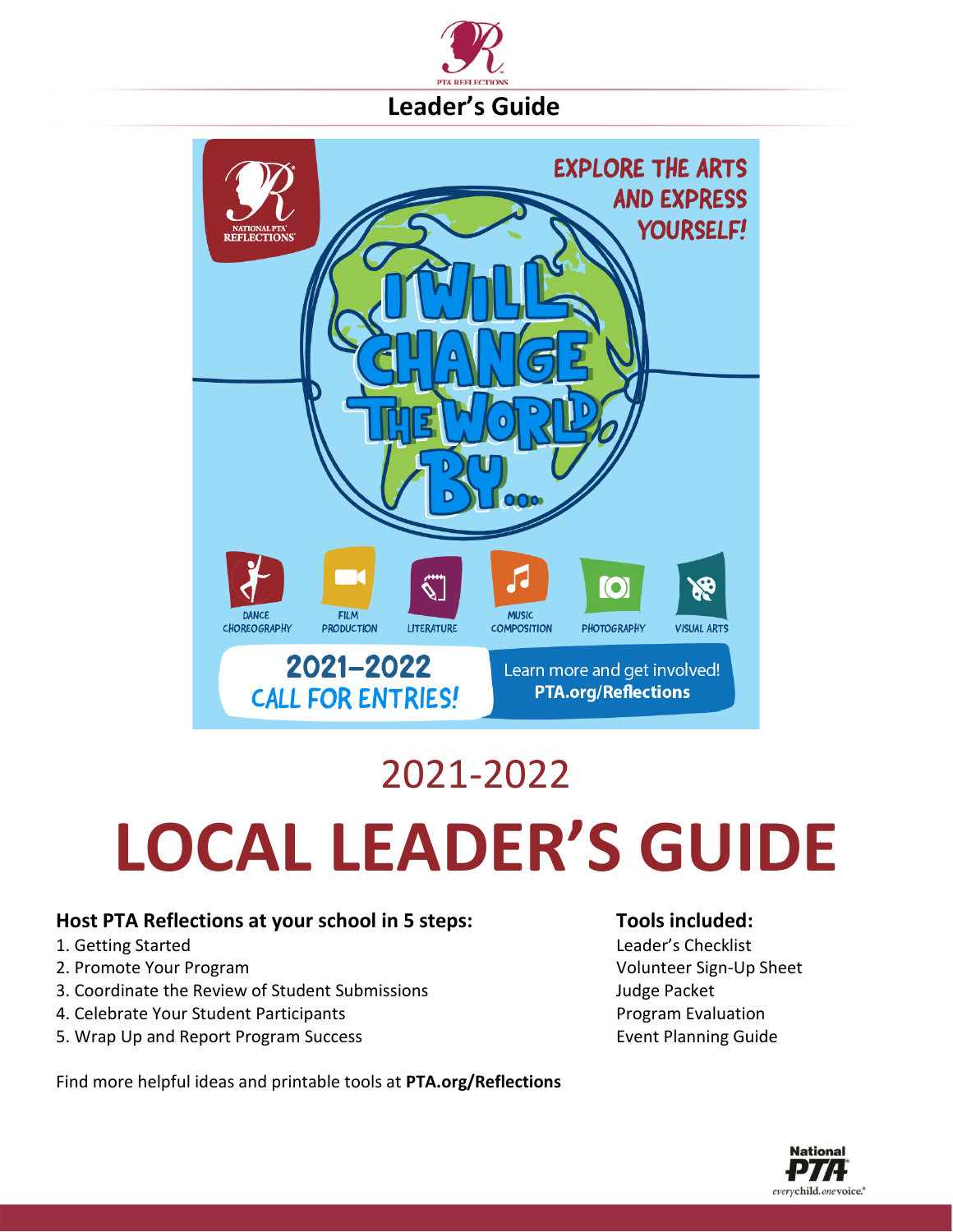Leader's Guide

EXPLORE THE ARTS AND EXPRESS YOURSELF!

I WILL CHANGE THE WORLD BY...

DANCE CHOREOGRAPHY | FILM PRODUCTION | LITERATURE | MUSIC COMPOSITION | PHOTOGRAPHY | VISUAL ARTS

2021–2022 CALL FOR ENTRIES!

Learn more and get involved! **PTA.org/Reflections**

# 2021-2022

# LOCAL LEADER'S GUIDE

### Host PTA Reflections at your school in 5 steps:

1. Getting Started
2. Promote Your Program
3. Coordinate the Review of Student Submissions
4. Celebrate Your Student Participants
5. Wrap Up and Report Program Success

### Tools included:

Leader's Checklist
Volunteer Sign-Up Sheet
Judge Packet
Program Evaluation
Event Planning Guide

Find more helpful ideas and printable tools at **PTA.org/Reflections**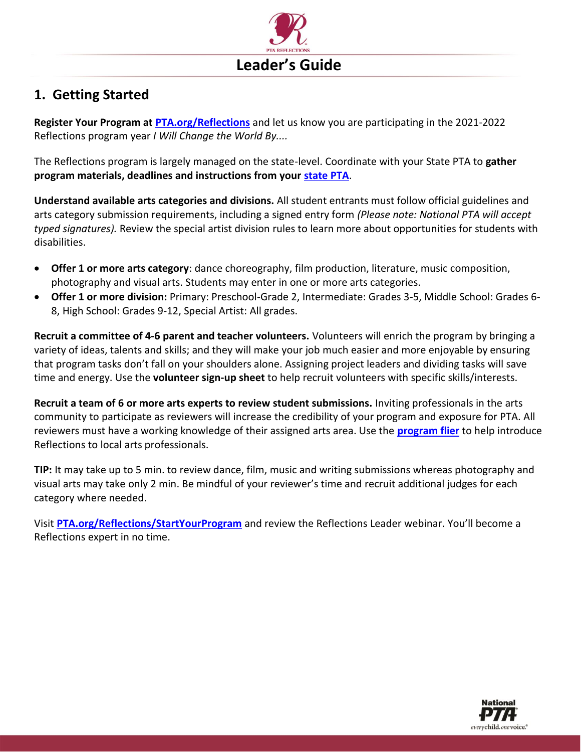# Leader's Guide

## 1. Getting Started

**Register Your Program at [PTA.org/Reflections](PTA.org/Reflections)** and let us know you are participating in the 2021-2022 Reflections program year *I Will Change the World By....*

The Reflections program is largely managed on the state-level. Coordinate with your State PTA to **gather program materials, deadlines and instructions from your [state PTA](state PTA)**.

**Understand available arts categories and divisions.** All student entrants must follow official guidelines and arts category submission requirements, including a signed entry form *(Please note: National PTA will accept typed signatures).* Review the special artist division rules to learn more about opportunities for students with disabilities.

- **Offer 1 or more arts category**: dance choreography, film production, literature, music composition, photography and visual arts. Students may enter in one or more arts categories.
- **Offer 1 or more division:** Primary: Preschool-Grade 2, Intermediate: Grades 3-5, Middle School: Grades 6-8, High School: Grades 9-12, Special Artist: All grades.

**Recruit a committee of 4-6 parent and teacher volunteers.** Volunteers will enrich the program by bringing a variety of ideas, talents and skills; and they will make your job much easier and more enjoyable by ensuring that program tasks don't fall on your shoulders alone. Assigning project leaders and dividing tasks will save time and energy. Use the **volunteer sign-up sheet** to help recruit volunteers with specific skills/interests.

**Recruit a team of 6 or more arts experts to review student submissions.** Inviting professionals in the arts community to participate as reviewers will increase the credibility of your program and exposure for PTA. All reviewers must have a working knowledge of their assigned arts area. Use the **[program flier](program flier)** to help introduce Reflections to local arts professionals.

**TIP:** It may take up to 5 min. to review dance, film, music and writing submissions whereas photography and visual arts may take only 2 min. Be mindful of your reviewer's time and recruit additional judges for each category where needed.

Visit **[PTA.org/Reflections/StartYourProgram](PTA.org/Reflections/StartYourProgram)** and review the Reflections Leader webinar. You'll become a Reflections expert in no time.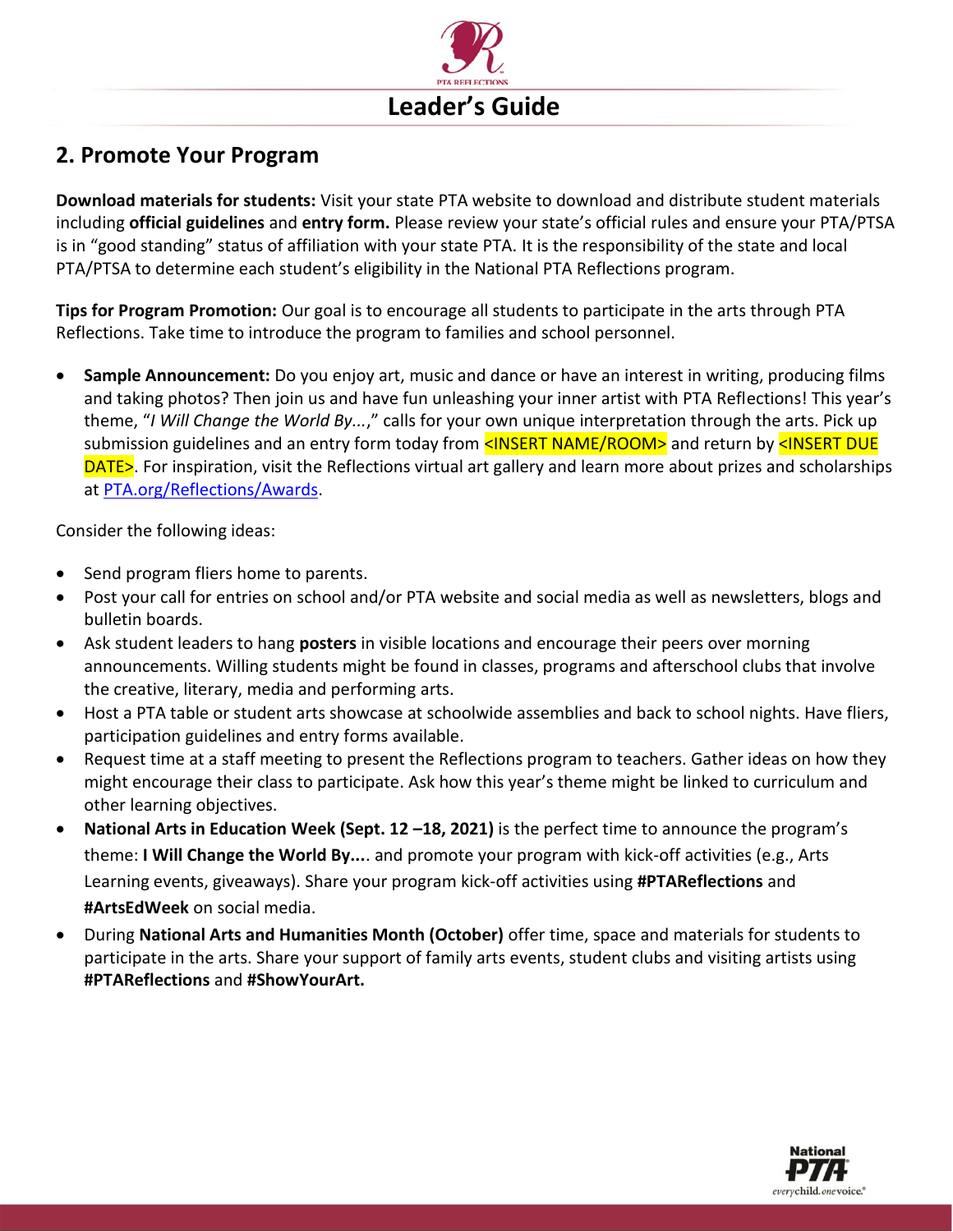# Leader's Guide

## 2. Promote Your Program

**Download materials for students:** Visit your state PTA website to download and distribute student materials including **official guidelines** and **entry form.** Please review your state's official rules and ensure your PTA/PTSA is in "good standing" status of affiliation with your state PTA. It is the responsibility of the state and local PTA/PTSA to determine each student's eligibility in the National PTA Reflections program.

**Tips for Program Promotion:** Our goal is to encourage all students to participate in the arts through PTA Reflections. Take time to introduce the program to families and school personnel.

- **Sample Announcement:** Do you enjoy art, music and dance or have an interest in writing, producing films and taking photos? Then join us and have fun unleashing your inner artist with PTA Reflections! This year's theme, "*I Will Change the World By...*," calls for your own unique interpretation through the arts. Pick up submission guidelines and an entry form today from <INSERT NAME/ROOM> and return by <INSERT DUE DATE>. For inspiration, visit the Reflections virtual art gallery and learn more about prizes and scholarships at [PTA.org/Reflections/Awards](PTA.org/Reflections/Awards).

Consider the following ideas:

- Send program fliers home to parents.
- Post your call for entries on school and/or PTA website and social media as well as newsletters, blogs and bulletin boards.
- Ask student leaders to hang **posters** in visible locations and encourage their peers over morning announcements. Willing students might be found in classes, programs and afterschool clubs that involve the creative, literary, media and performing arts.
- Host a PTA table or student arts showcase at schoolwide assemblies and back to school nights. Have fliers, participation guidelines and entry forms available.
- Request time at a staff meeting to present the Reflections program to teachers. Gather ideas on how they might encourage their class to participate. Ask how this year's theme might be linked to curriculum and other learning objectives.
- **National Arts in Education Week (Sept. 12 –18, 2021)** is the perfect time to announce the program's theme: **I Will Change the World By...**. and promote your program with kick-off activities (e.g., Arts Learning events, giveaways). Share your program kick-off activities using **#PTAReflections** and **#ArtsEdWeek** on social media.
- During **National Arts and Humanities Month (October)** offer time, space and materials for students to participate in the arts. Share your support of family arts events, student clubs and visiting artists using **#PTAReflections** and **#ShowYourArt.**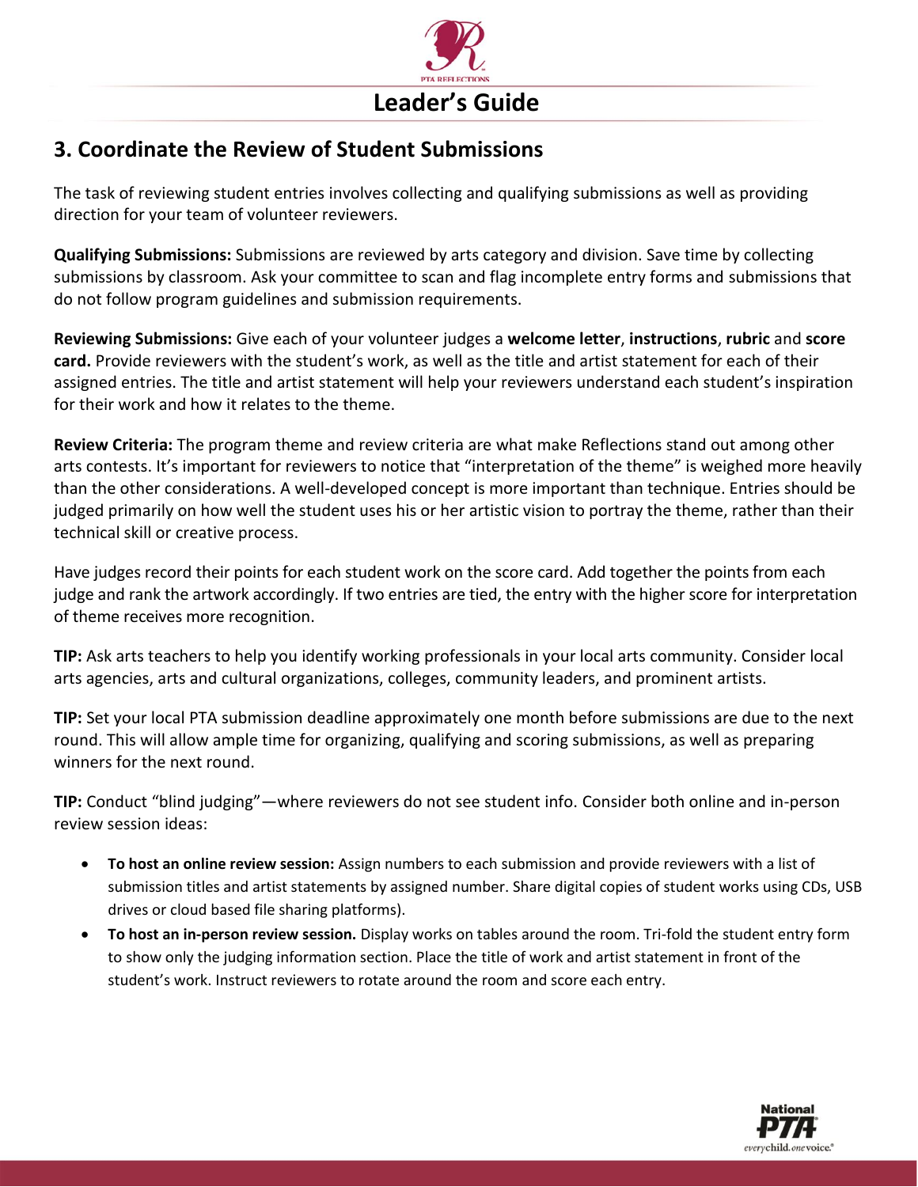## 3. Coordinate the Review of Student Submissions

The task of reviewing student entries involves collecting and qualifying submissions as well as providing direction for your team of volunteer reviewers.

**Qualifying Submissions:** Submissions are reviewed by arts category and division. Save time by collecting submissions by classroom. Ask your committee to scan and flag incomplete entry forms and submissions that do not follow program guidelines and submission requirements.

**Reviewing Submissions:** Give each of your volunteer judges a **welcome letter**, **instructions**, **rubric** and **score card.** Provide reviewers with the student's work, as well as the title and artist statement for each of their assigned entries. The title and artist statement will help your reviewers understand each student's inspiration for their work and how it relates to the theme.

**Review Criteria:** The program theme and review criteria are what make Reflections stand out among other arts contests. It's important for reviewers to notice that "interpretation of the theme" is weighed more heavily than the other considerations. A well-developed concept is more important than technique. Entries should be judged primarily on how well the student uses his or her artistic vision to portray the theme, rather than their technical skill or creative process.

Have judges record their points for each student work on the score card. Add together the points from each judge and rank the artwork accordingly. If two entries are tied, the entry with the higher score for interpretation of theme receives more recognition.

**TIP:** Ask arts teachers to help you identify working professionals in your local arts community. Consider local arts agencies, arts and cultural organizations, colleges, community leaders, and prominent artists.

**TIP:** Set your local PTA submission deadline approximately one month before submissions are due to the next round. This will allow ample time for organizing, qualifying and scoring submissions, as well as preparing winners for the next round.

**TIP:** Conduct "blind judging"—where reviewers do not see student info. Consider both online and in-person review session ideas:

- **To host an online review session:** Assign numbers to each submission and provide reviewers with a list of submission titles and artist statements by assigned number. Share digital copies of student works using CDs, USB drives or cloud based file sharing platforms).
- **To host an in-person review session.** Display works on tables around the room. Tri-fold the student entry form to show only the judging information section. Place the title of work and artist statement in front of the student's work. Instruct reviewers to rotate around the room and score each entry.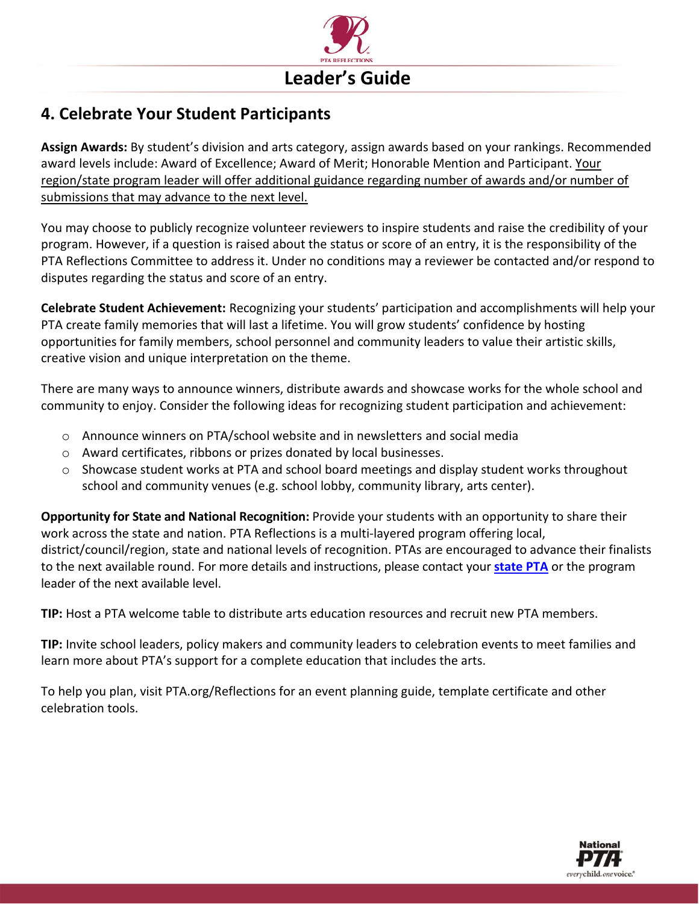# 4. Celebrate Your Student Participants

**Assign Awards:** By student's division and arts category, assign awards based on your rankings. Recommended award levels include: Award of Excellence; Award of Merit; Honorable Mention and Participant. Your region/state program leader will offer additional guidance regarding number of awards and/or number of submissions that may advance to the next level.

You may choose to publicly recognize volunteer reviewers to inspire students and raise the credibility of your program. However, if a question is raised about the status or score of an entry, it is the responsibility of the PTA Reflections Committee to address it. Under no conditions may a reviewer be contacted and/or respond to disputes regarding the status and score of an entry.

**Celebrate Student Achievement:** Recognizing your students' participation and accomplishments will help your PTA create family memories that will last a lifetime. You will grow students' confidence by hosting opportunities for family members, school personnel and community leaders to value their artistic skills, creative vision and unique interpretation on the theme.

There are many ways to announce winners, distribute awards and showcase works for the whole school and community to enjoy. Consider the following ideas for recognizing student participation and achievement:

- Announce winners on PTA/school website and in newsletters and social media
- Award certificates, ribbons or prizes donated by local businesses.
- Showcase student works at PTA and school board meetings and display student works throughout school and community venues (e.g. school lobby, community library, arts center).

**Opportunity for State and National Recognition:** Provide your students with an opportunity to share their work across the state and nation. PTA Reflections is a multi-layered program offering local, district/council/region, state and national levels of recognition. PTAs are encouraged to advance their finalists to the next available round. For more details and instructions, please contact your **state PTA** or the program leader of the next available level.

**TIP:** Host a PTA welcome table to distribute arts education resources and recruit new PTA members.

**TIP:** Invite school leaders, policy makers and community leaders to celebration events to meet families and learn more about PTA's support for a complete education that includes the arts.

To help you plan, visit PTA.org/Reflections for an event planning guide, template certificate and other celebration tools.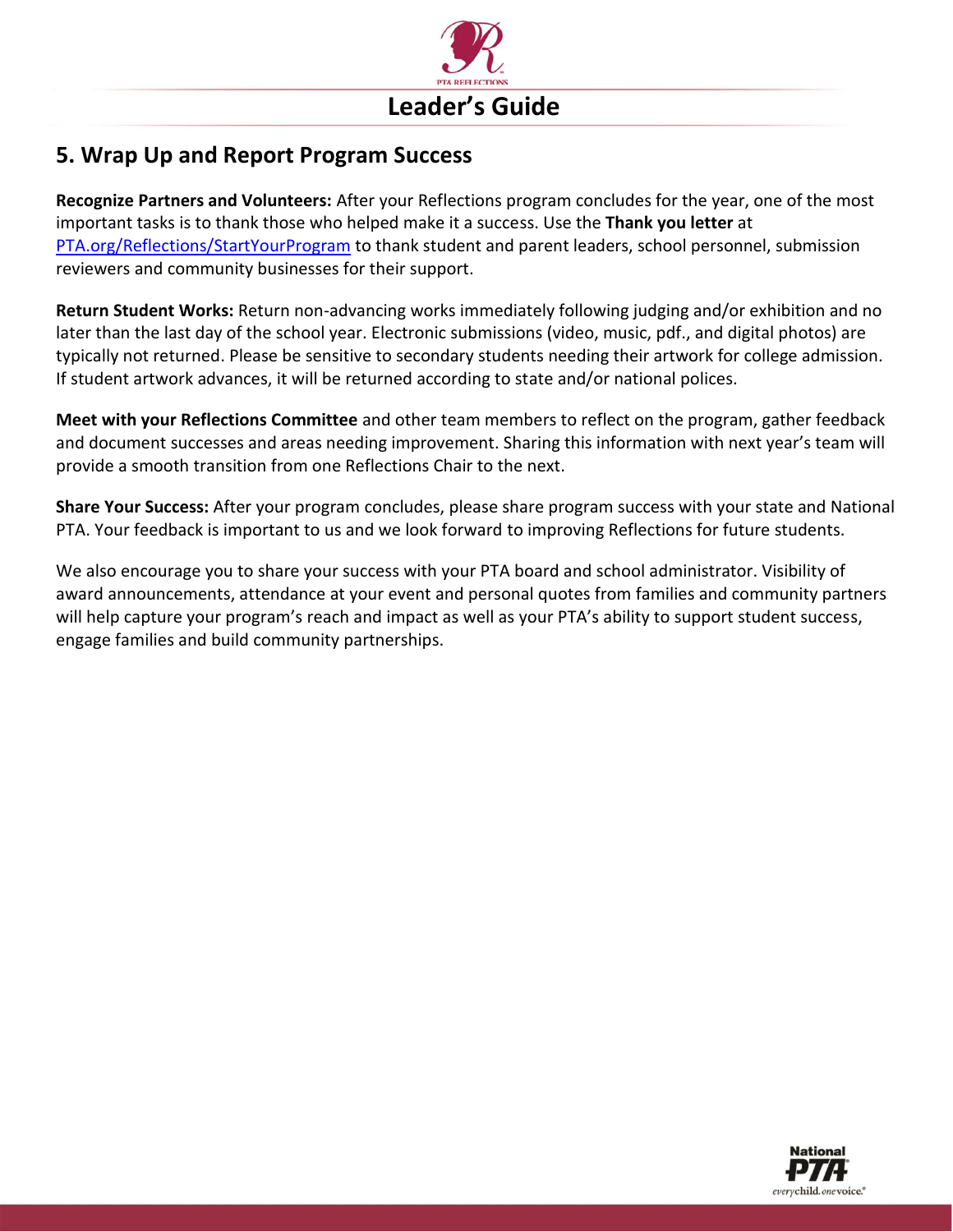## 5. Wrap Up and Report Program Success

**Recognize Partners and Volunteers:** After your Reflections program concludes for the year, one of the most important tasks is to thank those who helped make it a success. Use the **Thank you letter** at PTA.org/Reflections/StartYourProgram to thank student and parent leaders, school personnel, submission reviewers and community businesses for their support.

**Return Student Works:** Return non-advancing works immediately following judging and/or exhibition and no later than the last day of the school year. Electronic submissions (video, music, pdf., and digital photos) are typically not returned. Please be sensitive to secondary students needing their artwork for college admission. If student artwork advances, it will be returned according to state and/or national polices.

**Meet with your Reflections Committee** and other team members to reflect on the program, gather feedback and document successes and areas needing improvement. Sharing this information with next year's team will provide a smooth transition from one Reflections Chair to the next.

**Share Your Success:** After your program concludes, please share program success with your state and National PTA. Your feedback is important to us and we look forward to improving Reflections for future students.

We also encourage you to share your success with your PTA board and school administrator. Visibility of award announcements, attendance at your event and personal quotes from families and community partners will help capture your program's reach and impact as well as your PTA's ability to support student success, engage families and build community partnerships.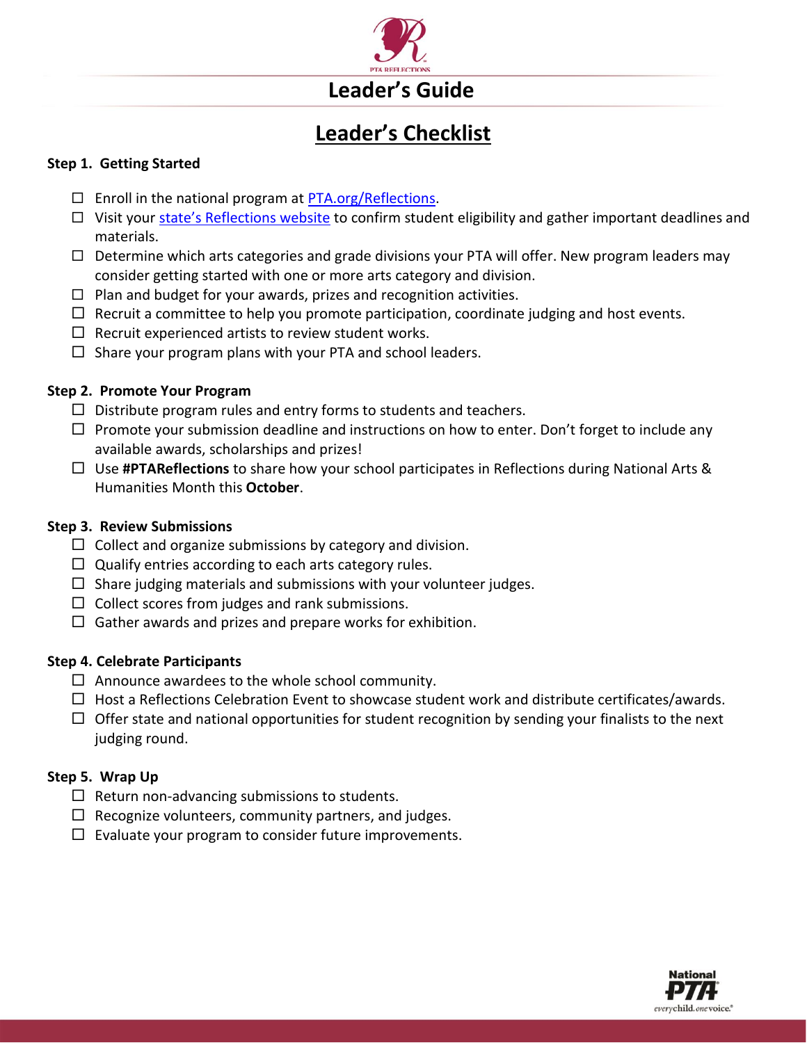# Leader's Checklist

**Step 1. Getting Started**

- ☐ Enroll in the national program at PTA.org/Reflections.
- ☐ Visit your state's Reflections website to confirm student eligibility and gather important deadlines and materials.
- ☐ Determine which arts categories and grade divisions your PTA will offer. New program leaders may consider getting started with one or more arts category and division.
- ☐ Plan and budget for your awards, prizes and recognition activities.
- ☐ Recruit a committee to help you promote participation, coordinate judging and host events.
- ☐ Recruit experienced artists to review student works.
- ☐ Share your program plans with your PTA and school leaders.

**Step 2. Promote Your Program**

- ☐ Distribute program rules and entry forms to students and teachers.
- ☐ Promote your submission deadline and instructions on how to enter. Don't forget to include any available awards, scholarships and prizes!
- ☐ Use **#PTAReflections** to share how your school participates in Reflections during National Arts & Humanities Month this **October**.

**Step 3. Review Submissions**

- ☐ Collect and organize submissions by category and division.
- ☐ Qualify entries according to each arts category rules.
- ☐ Share judging materials and submissions with your volunteer judges.
- ☐ Collect scores from judges and rank submissions.
- ☐ Gather awards and prizes and prepare works for exhibition.

**Step 4. Celebrate Participants**

- ☐ Announce awardees to the whole school community.
- ☐ Host a Reflections Celebration Event to showcase student work and distribute certificates/awards.
- ☐ Offer state and national opportunities for student recognition by sending your finalists to the next judging round.

**Step 5. Wrap Up**

- ☐ Return non-advancing submissions to students.
- ☐ Recognize volunteers, community partners, and judges.
- ☐ Evaluate your program to consider future improvements.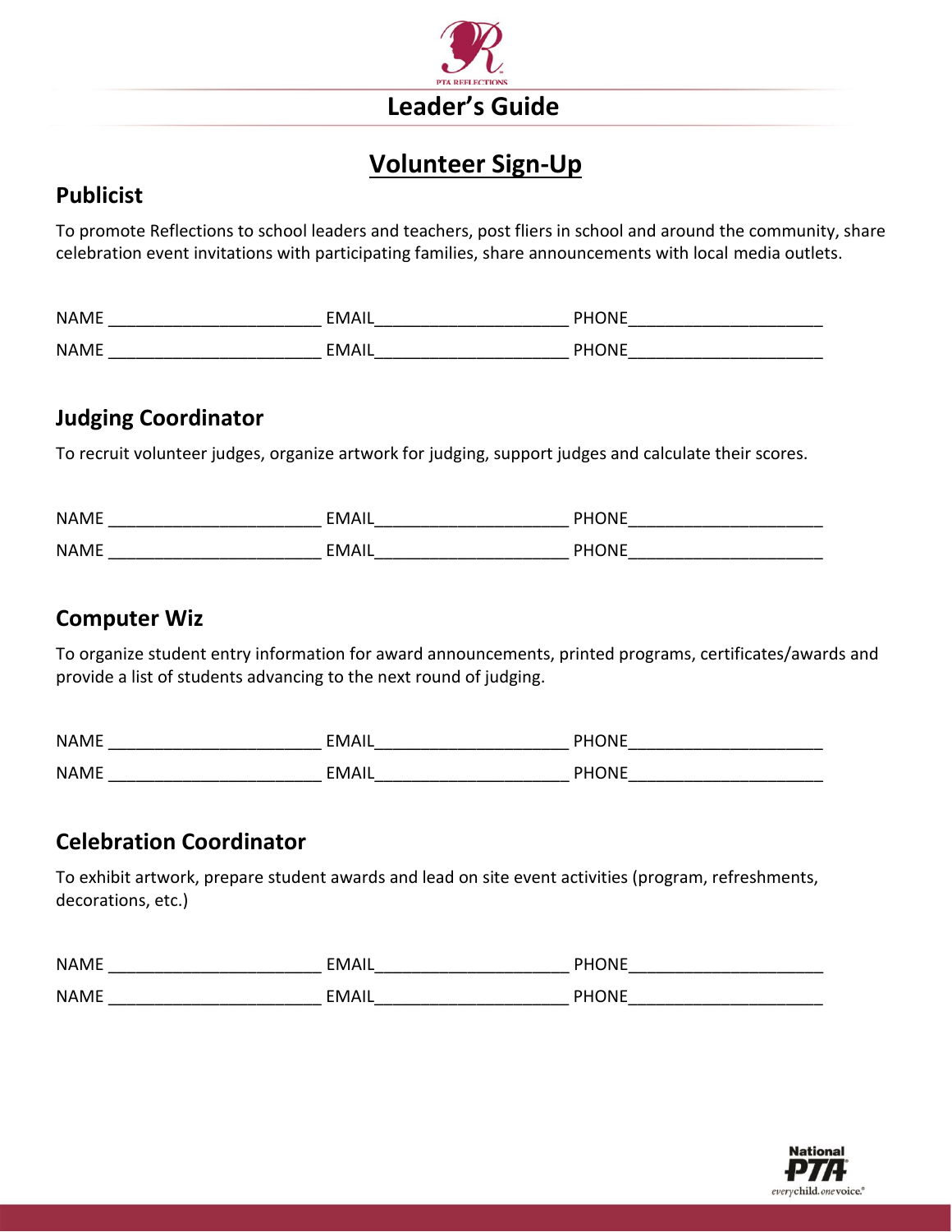## Leader's Guide

# Volunteer Sign-Up

### Publicist

To promote Reflections to school leaders and teachers, post fliers in school and around the community, share celebration event invitations with participating families, share announcements with local media outlets.

NAME ______________________ EMAIL____________________ PHONE____________________

NAME ______________________ EMAIL____________________ PHONE____________________

### Judging Coordinator

To recruit volunteer judges, organize artwork for judging, support judges and calculate their scores.

NAME ______________________ EMAIL____________________ PHONE____________________

NAME ______________________ EMAIL____________________ PHONE____________________

### Computer Wiz

To organize student entry information for award announcements, printed programs, certificates/awards and provide a list of students advancing to the next round of judging.

NAME ______________________ EMAIL____________________ PHONE____________________

NAME ______________________ EMAIL____________________ PHONE____________________

### Celebration Coordinator

To exhibit artwork, prepare student awards and lead on site event activities (program, refreshments, decorations, etc.)

NAME ______________________ EMAIL____________________ PHONE____________________

NAME ______________________ EMAIL____________________ PHONE____________________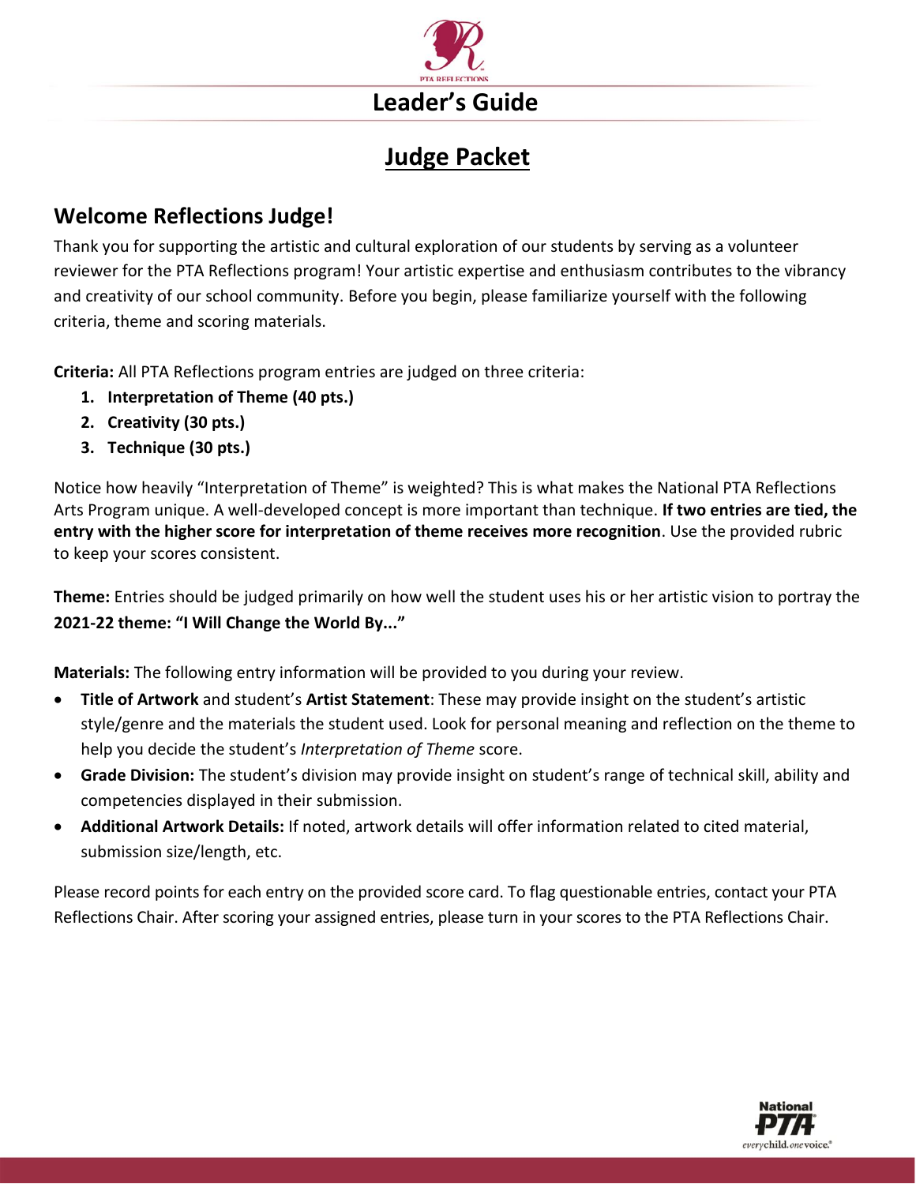# Leader's Guide

## Judge Packet

### Welcome Reflections Judge!

Thank you for supporting the artistic and cultural exploration of our students by serving as a volunteer reviewer for the PTA Reflections program! Your artistic expertise and enthusiasm contributes to the vibrancy and creativity of our school community. Before you begin, please familiarize yourself with the following criteria, theme and scoring materials.

**Criteria:** All PTA Reflections program entries are judged on three criteria:

1. **Interpretation of Theme (40 pts.)**
2. **Creativity (30 pts.)**
3. **Technique (30 pts.)**

Notice how heavily "Interpretation of Theme" is weighted? This is what makes the National PTA Reflections Arts Program unique. A well-developed concept is more important than technique. **If two entries are tied, the entry with the higher score for interpretation of theme receives more recognition**. Use the provided rubric to keep your scores consistent.

**Theme:** Entries should be judged primarily on how well the student uses his or her artistic vision to portray the **2021-22 theme: "I Will Change the World By..."**

**Materials:** The following entry information will be provided to you during your review.

- **Title of Artwork** and student's **Artist Statement**: These may provide insight on the student's artistic style/genre and the materials the student used. Look for personal meaning and reflection on the theme to help you decide the student's *Interpretation of Theme* score.
- **Grade Division:** The student's division may provide insight on student's range of technical skill, ability and competencies displayed in their submission.
- **Additional Artwork Details:** If noted, artwork details will offer information related to cited material, submission size/length, etc.

Please record points for each entry on the provided score card. To flag questionable entries, contact your PTA Reflections Chair. After scoring your assigned entries, please turn in your scores to the PTA Reflections Chair.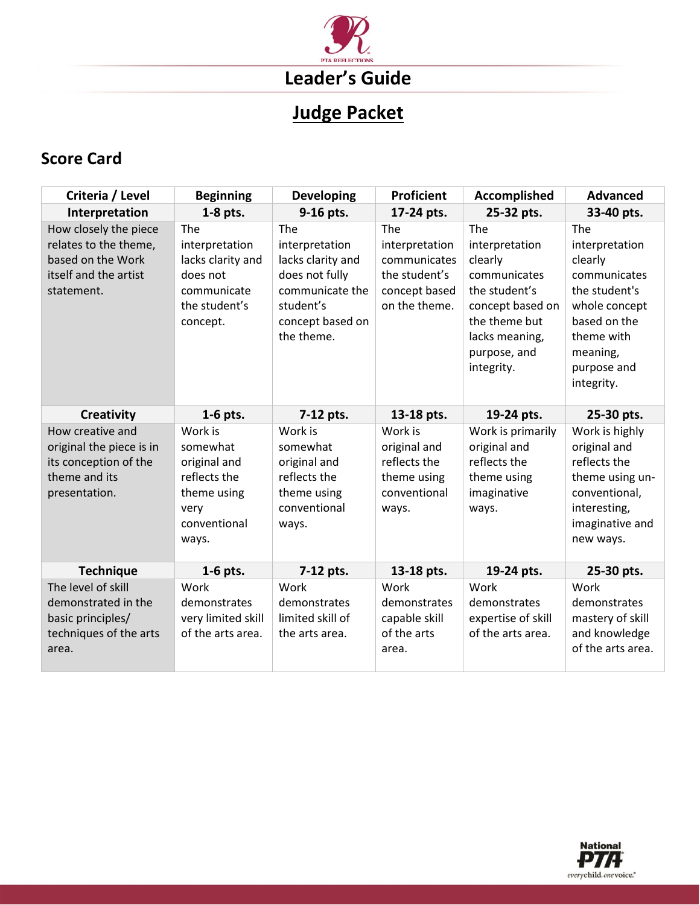# Leader's Guide

## Judge Packet

### Score Card

| Criteria / Level | Beginning | Developing | Proficient | Accomplished | Advanced |
|---|---|---|---|---|---|
| **Interpretation** | **1-8 pts.** | **9-16 pts.** | **17-24 pts.** | **25-32 pts.** | **33-40 pts.** |
| How closely the piece relates to the theme, based on the Work itself and the artist statement. | The interpretation lacks clarity and does not communicate the student's concept. | The interpretation lacks clarity and does not fully communicate the student's concept based on the theme. | The interpretation communicates the student's concept based on the theme. | The interpretation clearly communicates the student's concept based on the theme but lacks meaning, purpose, and integrity. | The interpretation clearly communicates the student's whole concept based on the theme with meaning, purpose and integrity. |
| **Creativity** | **1-6 pts.** | **7-12 pts.** | **13-18 pts.** | **19-24 pts.** | **25-30 pts.** |
| How creative and original the piece is in its conception of the theme and its presentation. | Work is somewhat original and reflects the theme using very conventional ways. | Work is somewhat original and reflects the theme using conventional ways. | Work is original and reflects the theme using conventional ways. | Work is primarily original and reflects the theme using imaginative ways. | Work is highly original and reflects the theme using un-conventional, interesting, imaginative and new ways. |
| **Technique** | **1-6 pts.** | **7-12 pts.** | **13-18 pts.** | **19-24 pts.** | **25-30 pts.** |
| The level of skill demonstrated in the basic principles/ techniques of the arts area. | Work demonstrates very limited skill of the arts area. | Work demonstrates limited skill of the arts area. | Work demonstrates capable skill of the arts area. | Work demonstrates expertise of skill of the arts area. | Work demonstrates mastery of skill and knowledge of the arts area. |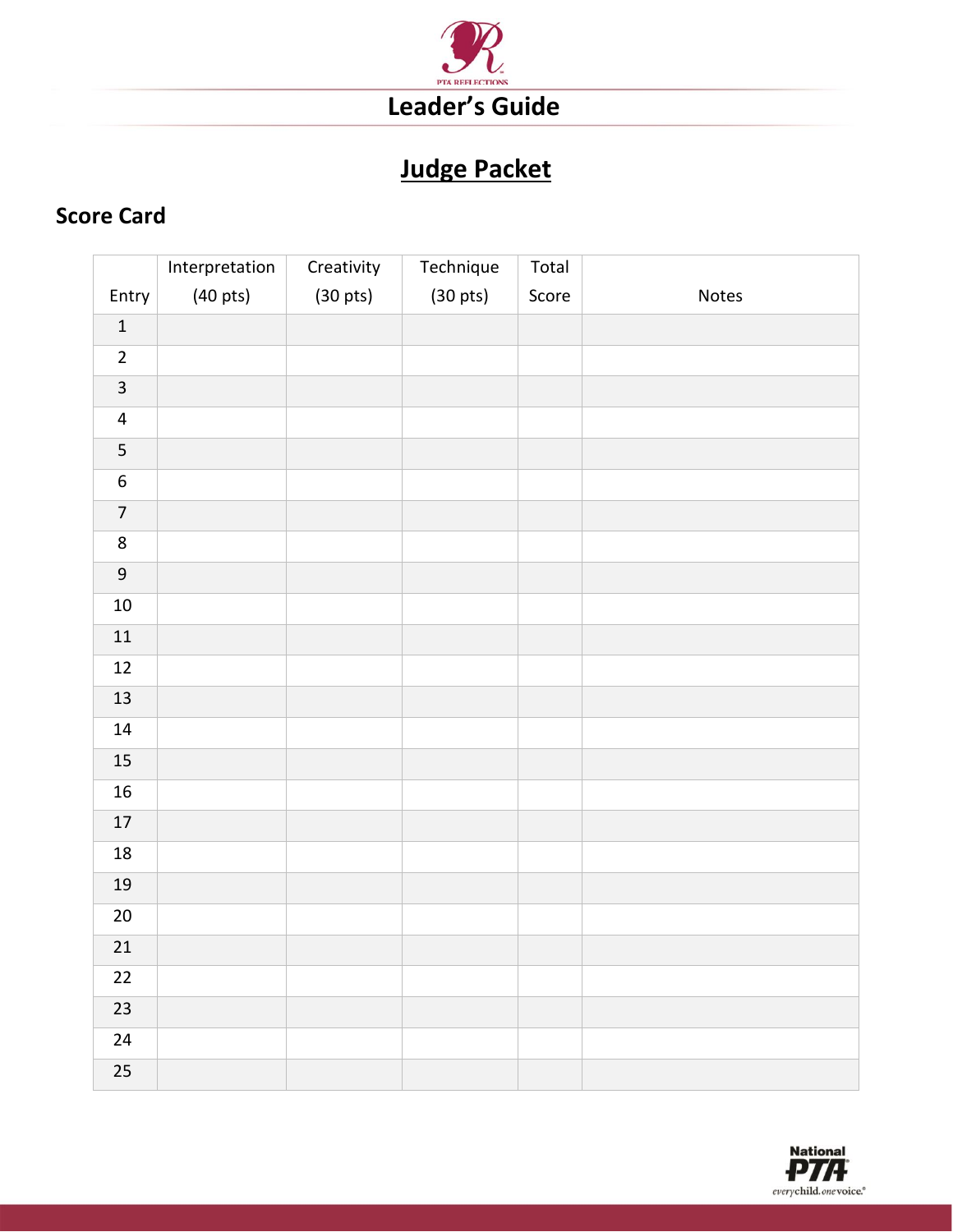# Leader's Guide

## Judge Packet

### Score Card

| Entry | Interpretation (40 pts) | Creativity (30 pts) | Technique (30 pts) | Total Score | Notes |
|---|---|---|---|---|---|
| 1 | | | | | |
| 2 | | | | | |
| 3 | | | | | |
| 4 | | | | | |
| 5 | | | | | |
| 6 | | | | | |
| 7 | | | | | |
| 8 | | | | | |
| 9 | | | | | |
| 10 | | | | | |
| 11 | | | | | |
| 12 | | | | | |
| 13 | | | | | |
| 14 | | | | | |
| 15 | | | | | |
| 16 | | | | | |
| 17 | | | | | |
| 18 | | | | | |
| 19 | | | | | |
| 20 | | | | | |
| 21 | | | | | |
| 22 | | | | | |
| 23 | | | | | |
| 24 | | | | | |
| 25 | | | | | |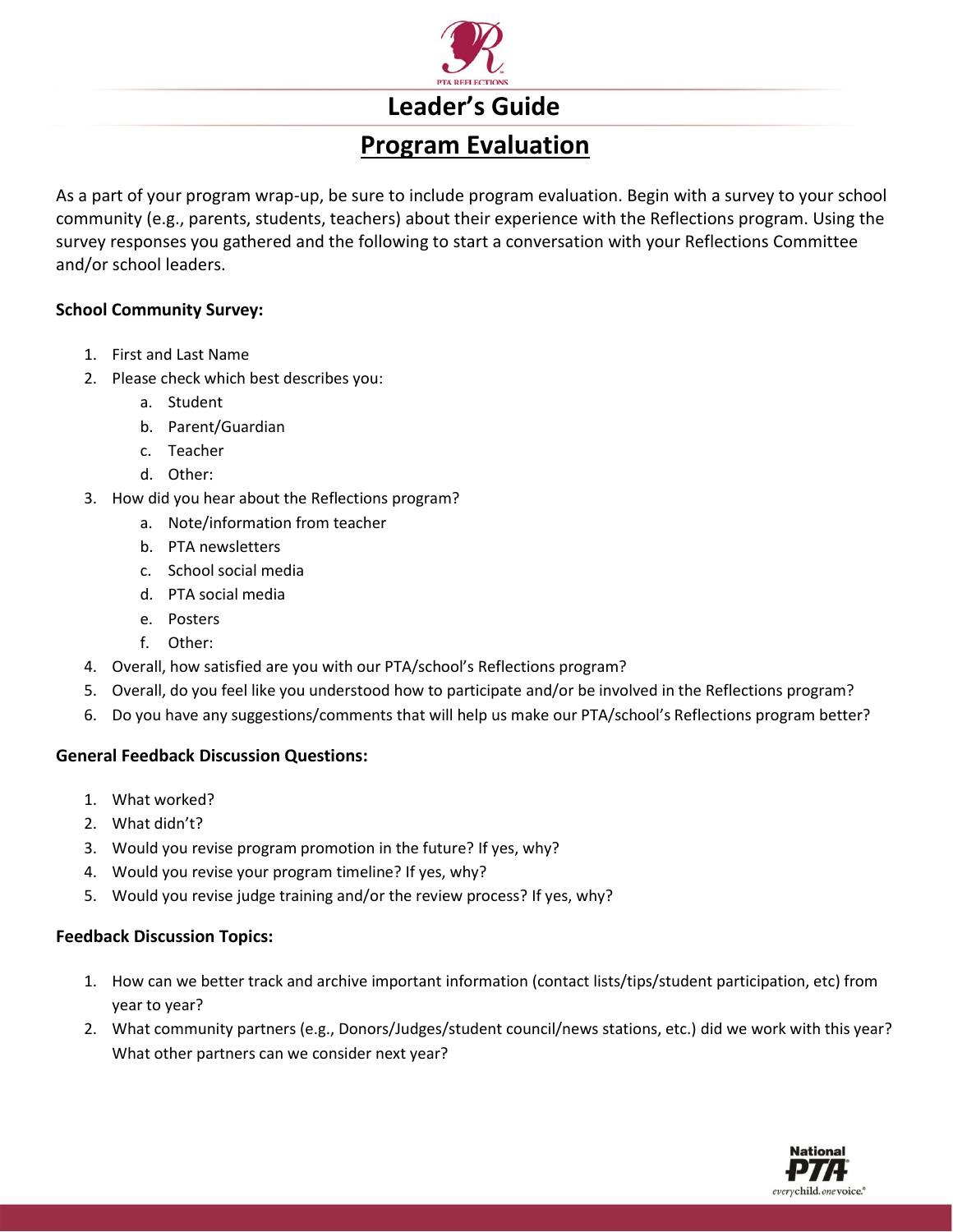# Leader's Guide

## Program Evaluation

As a part of your program wrap-up, be sure to include program evaluation. Begin with a survey to your school community (e.g., parents, students, teachers) about their experience with the Reflections program. Using the survey responses you gathered and the following to start a conversation with your Reflections Committee and/or school leaders.

**School Community Survey:**

1. First and Last Name
2. Please check which best describes you:
   a. Student
   b. Parent/Guardian
   c. Teacher
   d. Other:
3. How did you hear about the Reflections program?
   a. Note/information from teacher
   b. PTA newsletters
   c. School social media
   d. PTA social media
   e. Posters
   f. Other:
4. Overall, how satisfied are you with our PTA/school's Reflections program?
5. Overall, do you feel like you understood how to participate and/or be involved in the Reflections program?
6. Do you have any suggestions/comments that will help us make our PTA/school's Reflections program better?

**General Feedback Discussion Questions:**

1. What worked?
2. What didn't?
3. Would you revise program promotion in the future? If yes, why?
4. Would you revise your program timeline? If yes, why?
5. Would you revise judge training and/or the review process? If yes, why?

**Feedback Discussion Topics:**

1. How can we better track and archive important information (contact lists/tips/student participation, etc) from year to year?
2. What community partners (e.g., Donors/Judges/student council/news stations, etc.) did we work with this year? What other partners can we consider next year?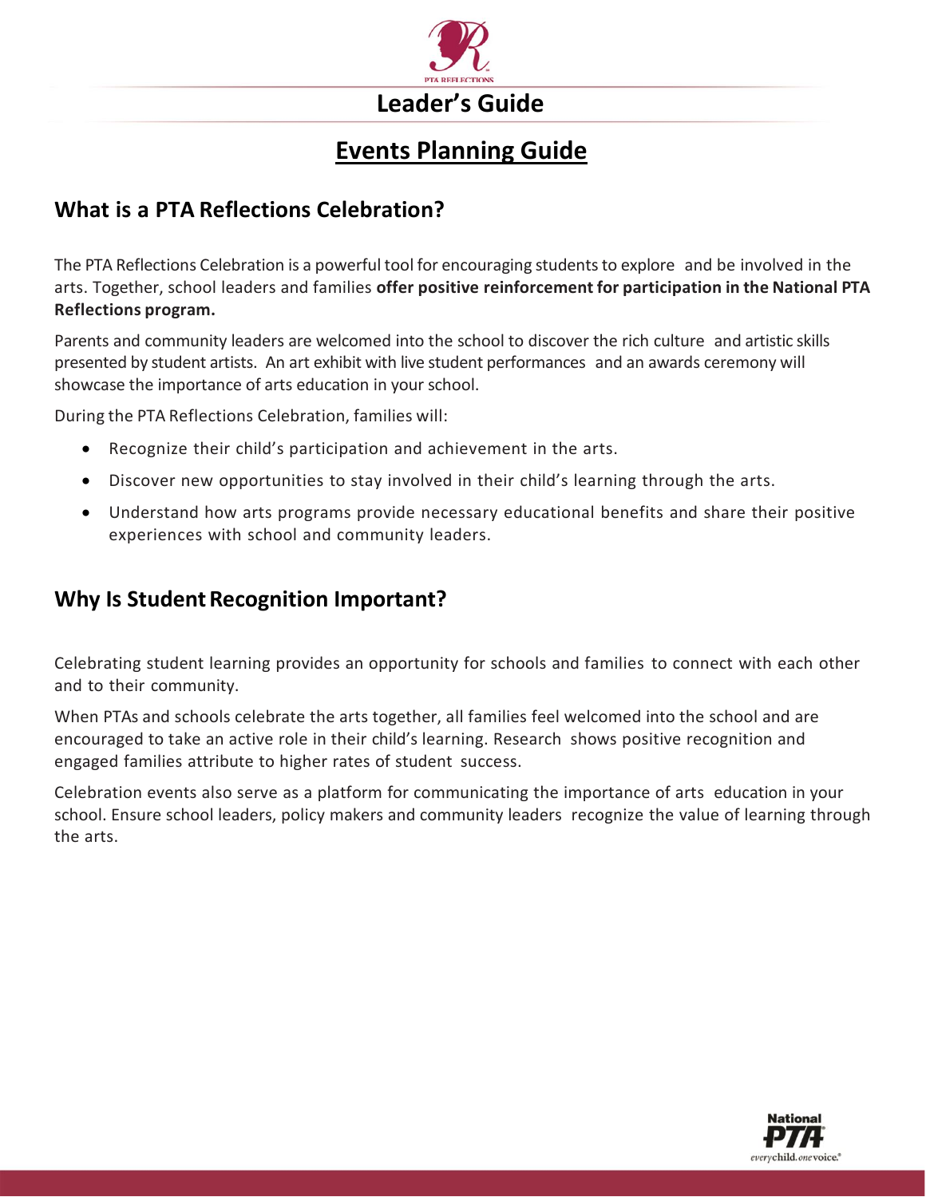# Leader's Guide

## Events Planning Guide

### What is a PTA Reflections Celebration?

The PTA Reflections Celebration is a powerful tool for encouraging students to explore and be involved in the arts. Together, school leaders and families **offer positive reinforcement for participation in the National PTA Reflections program.**

Parents and community leaders are welcomed into the school to discover the rich culture and artistic skills presented by student artists. An art exhibit with live student performances and an awards ceremony will showcase the importance of arts education in your school.

During the PTA Reflections Celebration, families will:

- Recognize their child's participation and achievement in the arts.
- Discover new opportunities to stay involved in their child's learning through the arts.
- Understand how arts programs provide necessary educational benefits and share their positive experiences with school and community leaders.

### Why Is Student Recognition Important?

Celebrating student learning provides an opportunity for schools and families to connect with each other and to their community.

When PTAs and schools celebrate the arts together, all families feel welcomed into the school and are encouraged to take an active role in their child's learning. Research shows positive recognition and engaged families attribute to higher rates of student success.

Celebration events also serve as a platform for communicating the importance of arts education in your school. Ensure school leaders, policy makers and community leaders recognize the value of learning through the arts.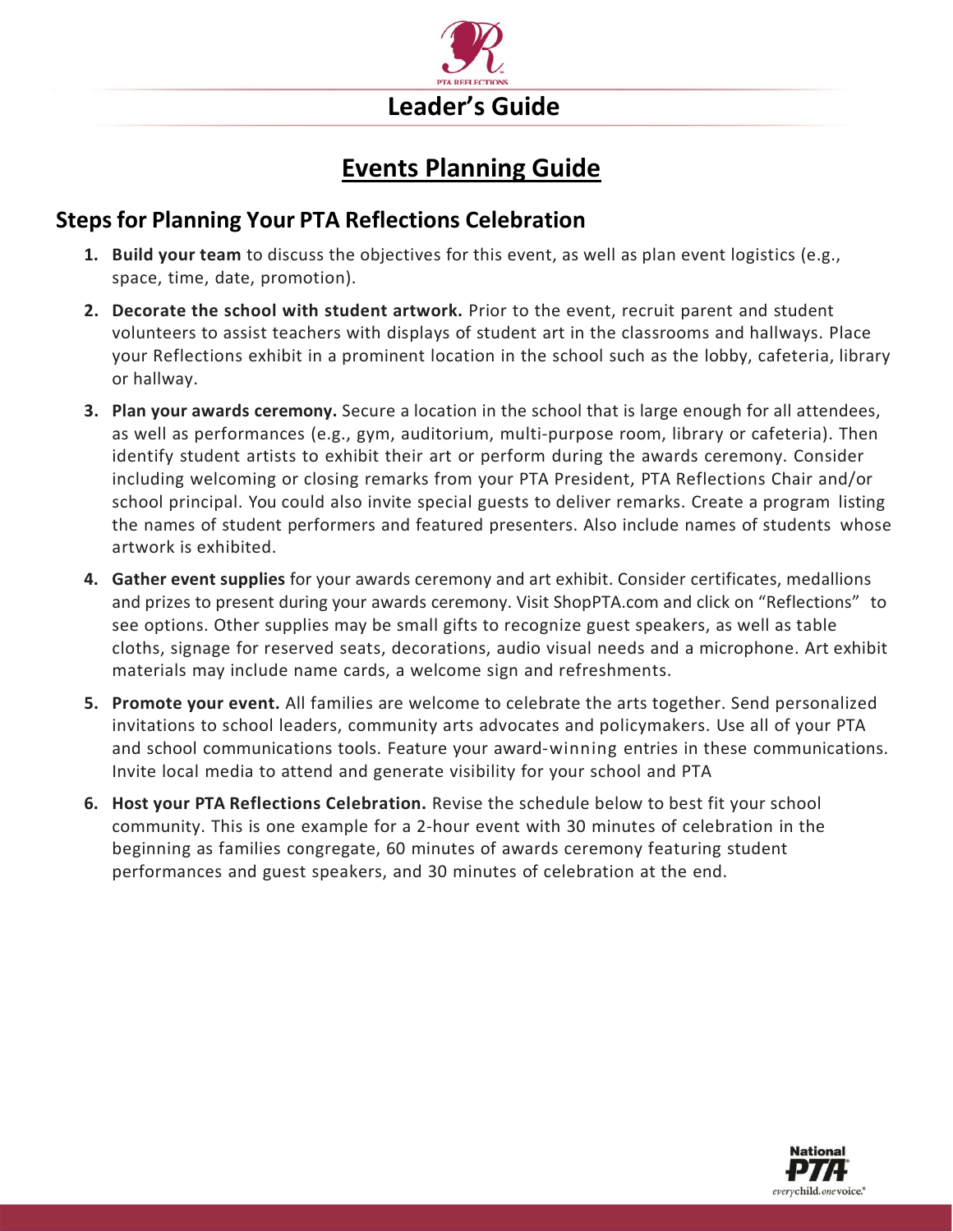# Leader's Guide

## Events Planning Guide

### Steps for Planning Your PTA Reflections Celebration

1. **Build your team** to discuss the objectives for this event, as well as plan event logistics (e.g., space, time, date, promotion).
2. **Decorate the school with student artwork.** Prior to the event, recruit parent and student volunteers to assist teachers with displays of student art in the classrooms and hallways. Place your Reflections exhibit in a prominent location in the school such as the lobby, cafeteria, library or hallway.
3. **Plan your awards ceremony.** Secure a location in the school that is large enough for all attendees, as well as performances (e.g., gym, auditorium, multi-purpose room, library or cafeteria). Then identify student artists to exhibit their art or perform during the awards ceremony. Consider including welcoming or closing remarks from your PTA President, PTA Reflections Chair and/or school principal. You could also invite special guests to deliver remarks. Create a program listing the names of student performers and featured presenters. Also include names of students whose artwork is exhibited.
4. **Gather event supplies** for your awards ceremony and art exhibit. Consider certificates, medallions and prizes to present during your awards ceremony. Visit ShopPTA.com and click on "Reflections" to see options. Other supplies may be small gifts to recognize guest speakers, as well as table cloths, signage for reserved seats, decorations, audio visual needs and a microphone. Art exhibit materials may include name cards, a welcome sign and refreshments.
5. **Promote your event.** All families are welcome to celebrate the arts together. Send personalized invitations to school leaders, community arts advocates and policymakers. Use all of your PTA and school communications tools. Feature your award-winning entries in these communications. Invite local media to attend and generate visibility for your school and PTA
6. **Host your PTA Reflections Celebration.** Revise the schedule below to best fit your school community. This is one example for a 2-hour event with 30 minutes of celebration in the beginning as families congregate, 60 minutes of awards ceremony featuring student performances and guest speakers, and 30 minutes of celebration at the end.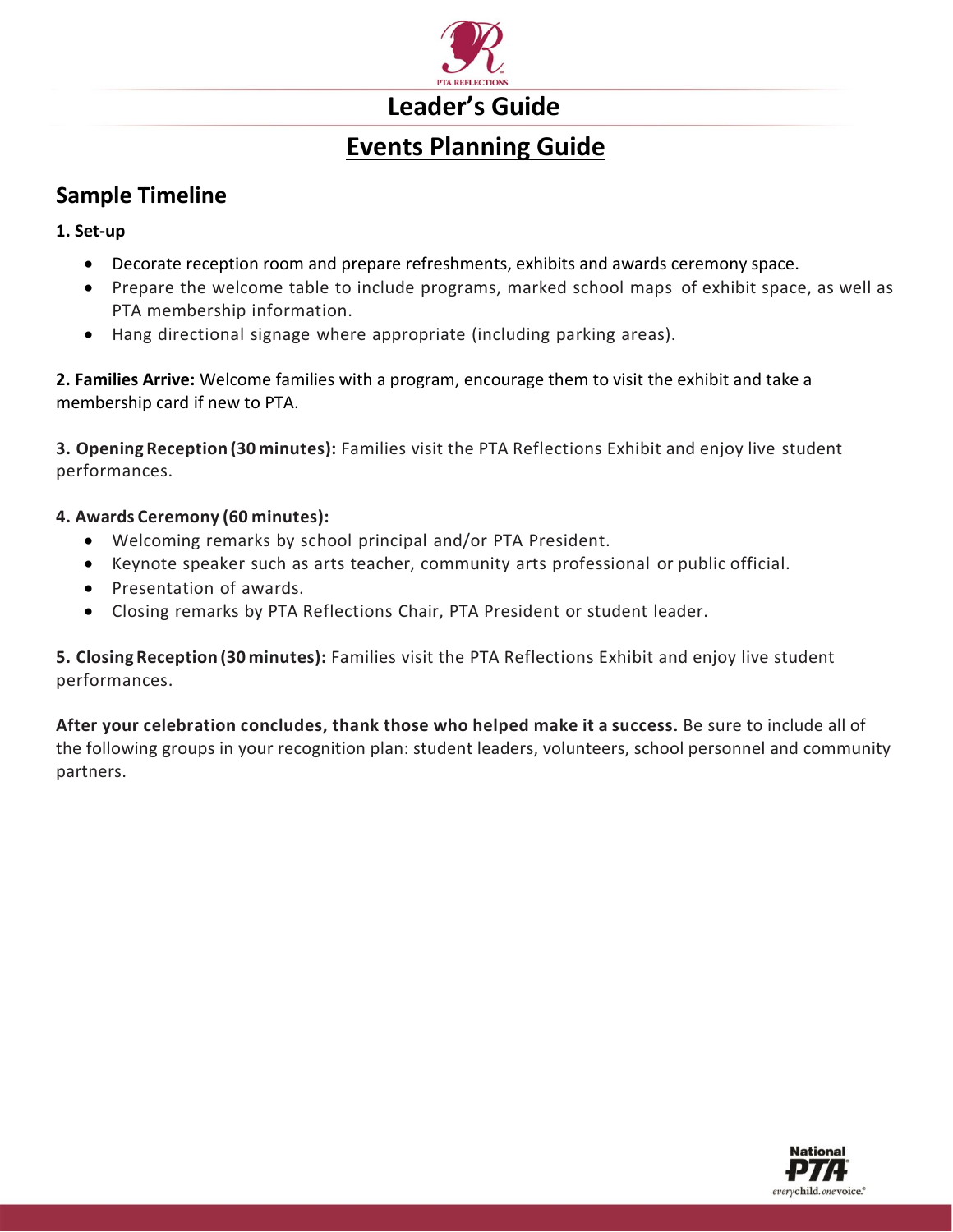# Leader's Guide

## Events Planning Guide

### Sample Timeline

**1. Set-up**

- Decorate reception room and prepare refreshments, exhibits and awards ceremony space.
- Prepare the welcome table to include programs, marked school maps of exhibit space, as well as PTA membership information.
- Hang directional signage where appropriate (including parking areas).

**2. Families Arrive:** Welcome families with a program, encourage them to visit the exhibit and take a membership card if new to PTA.

**3. Opening Reception (30 minutes):** Families visit the PTA Reflections Exhibit and enjoy live student performances.

**4. Awards Ceremony (60 minutes):**

- Welcoming remarks by school principal and/or PTA President.
- Keynote speaker such as arts teacher, community arts professional or public official.
- Presentation of awards.
- Closing remarks by PTA Reflections Chair, PTA President or student leader.

**5. Closing Reception (30 minutes):** Families visit the PTA Reflections Exhibit and enjoy live student performances.

**After your celebration concludes, thank those who helped make it a success.** Be sure to include all of the following groups in your recognition plan: student leaders, volunteers, school personnel and community partners.